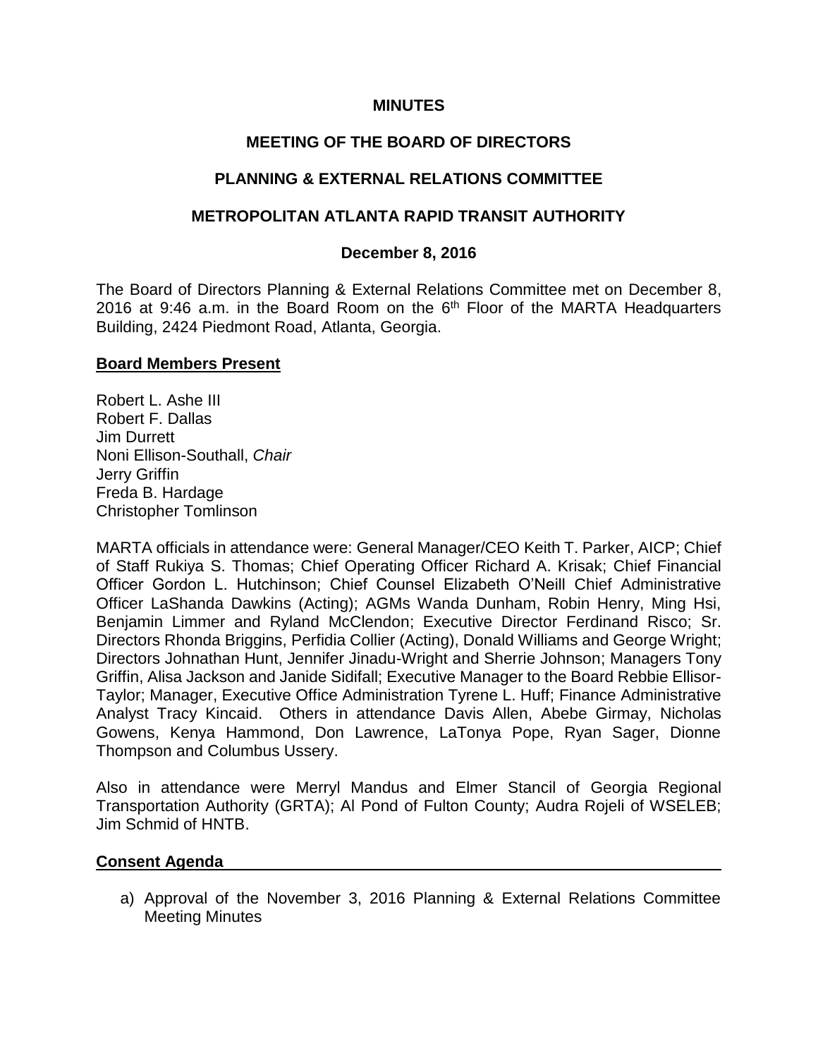**MINUTES**

**MEETING OF THE BOARD OF DIRECTORS**

**PLANNING & EXTERNAL RELATIONS COMMITTEE**

**METROPOLITAN ATLANTA RAPID TRANSIT AUTHORITY**

**December 8, 2016**

The Board of Directors Planning & External Relations Committee met on December 8, 2016 at 9:46 a.m. in the Board Room on the 6th Floor of the MARTA Headquarters Building, 2424 Piedmont Road, Atlanta, Georgia.

**Board Members Present**

Robert L. Ashe III
Robert F. Dallas
Jim Durrett
Noni Ellison-Southall, *Chair*
Jerry Griffin
Freda B. Hardage
Christopher Tomlinson

MARTA officials in attendance were: General Manager/CEO Keith T. Parker, AICP; Chief of Staff Rukiya S. Thomas; Chief Operating Officer Richard A. Krisak; Chief Financial Officer Gordon L. Hutchinson; Chief Counsel Elizabeth O'Neill Chief Administrative Officer LaShanda Dawkins (Acting); AGMs Wanda Dunham, Robin Henry, Ming Hsi, Benjamin Limmer and Ryland McClendon; Executive Director Ferdinand Risco; Sr. Directors Rhonda Briggins, Perfidia Collier (Acting), Donald Williams and George Wright; Directors Johnathan Hunt, Jennifer Jinadu-Wright and Sherrie Johnson; Managers Tony Griffin, Alisa Jackson and Janide Sidifall; Executive Manager to the Board Rebbie Ellisor-Taylor; Manager, Executive Office Administration Tyrene L. Huff; Finance Administrative Analyst Tracy Kincaid. Others in attendance Davis Allen, Abebe Girmay, Nicholas Gowens, Kenya Hammond, Don Lawrence, LaTonya Pope, Ryan Sager, Dionne Thompson and Columbus Ussery.

Also in attendance were Merryl Mandus and Elmer Stancil of Georgia Regional Transportation Authority (GRTA); Al Pond of Fulton County; Audra Rojeli of WSELEB; Jim Schmid of HNTB.

**Consent Agenda**

a) Approval of the November 3, 2016 Planning & External Relations Committee Meeting Minutes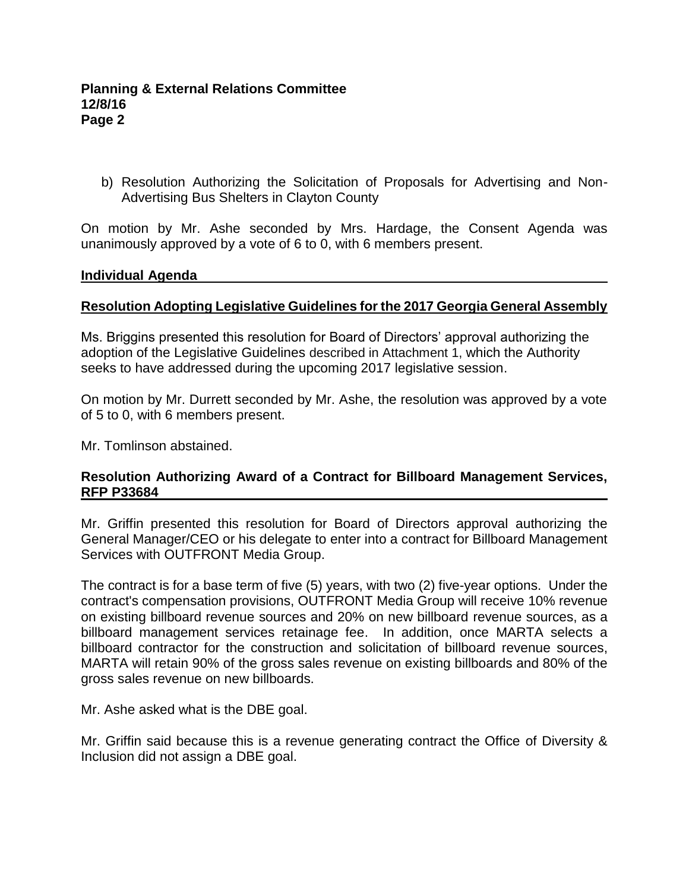b) Resolution Authorizing the Solicitation of Proposals for Advertising and Non-Advertising Bus Shelters in Clayton County

On motion by Mr. Ashe seconded by Mrs. Hardage, the Consent Agenda was unanimously approved by a vote of 6 to 0, with 6 members present.

**Individual Agenda**

**Resolution Adopting Legislative Guidelines for the 2017 Georgia General Assembly**

Ms. Briggins presented this resolution for Board of Directors' approval authorizing the adoption of the Legislative Guidelines described in Attachment 1, which the Authority seeks to have addressed during the upcoming 2017 legislative session.

On motion by Mr. Durrett seconded by Mr. Ashe, the resolution was approved by a vote of 5 to 0, with 6 members present.

Mr. Tomlinson abstained.

**Resolution Authorizing Award of a Contract for Billboard Management Services, RFP P33684**

Mr. Griffin presented this resolution for Board of Directors approval authorizing the General Manager/CEO or his delegate to enter into a contract for Billboard Management Services with OUTFRONT Media Group.

The contract is for a base term of five (5) years, with two (2) five-year options. Under the contract's compensation provisions, OUTFRONT Media Group will receive 10% revenue on existing billboard revenue sources and 20% on new billboard revenue sources, as a billboard management services retainage fee. In addition, once MARTA selects a billboard contractor for the construction and solicitation of billboard revenue sources, MARTA will retain 90% of the gross sales revenue on existing billboards and 80% of the gross sales revenue on new billboards.

Mr. Ashe asked what is the DBE goal.

Mr. Griffin said because this is a revenue generating contract the Office of Diversity & Inclusion did not assign a DBE goal.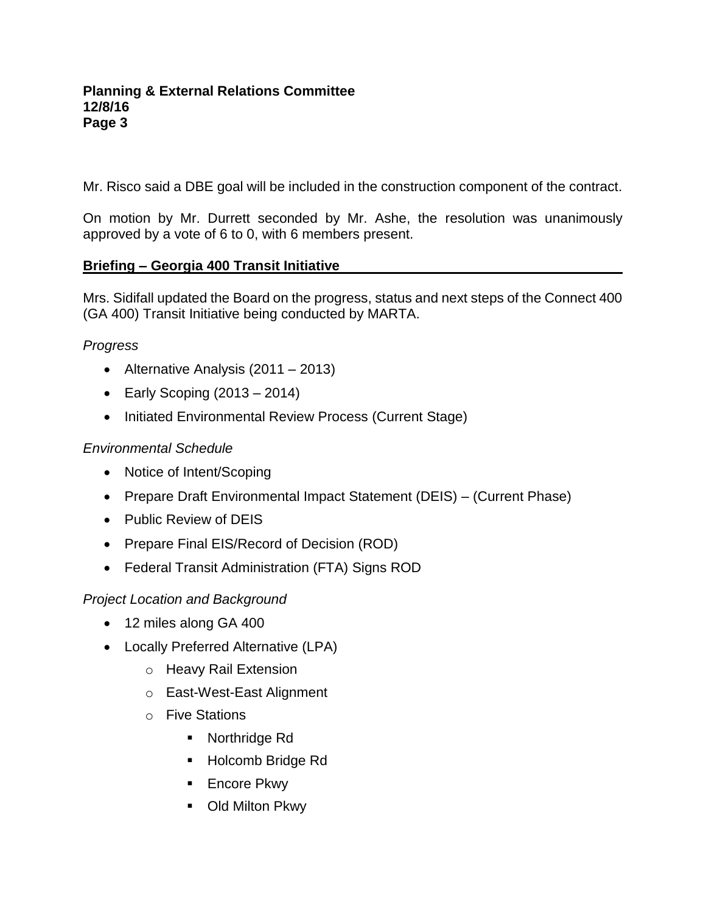Mr. Risco said a DBE goal will be included in the construction component of the contract.

On motion by Mr. Durrett seconded by Mr. Ashe, the resolution was unanimously approved by a vote of 6 to 0, with 6 members present.

## Briefing – Georgia 400 Transit Initiative

Mrs. Sidifall updated the Board on the progress, status and next steps of the Connect 400 (GA 400) Transit Initiative being conducted by MARTA.

*Progress*

- Alternative Analysis (2011 – 2013)
- Early Scoping (2013 – 2014)
- Initiated Environmental Review Process (Current Stage)

*Environmental Schedule*

- Notice of Intent/Scoping
- Prepare Draft Environmental Impact Statement (DEIS) – (Current Phase)
- Public Review of DEIS
- Prepare Final EIS/Record of Decision (ROD)
- Federal Transit Administration (FTA) Signs ROD

*Project Location and Background*

- 12 miles along GA 400
- Locally Preferred Alternative (LPA)
  - Heavy Rail Extension
  - East-West-East Alignment
  - Five Stations
    - Northridge Rd
    - Holcomb Bridge Rd
    - Encore Pkwy
    - Old Milton Pkwy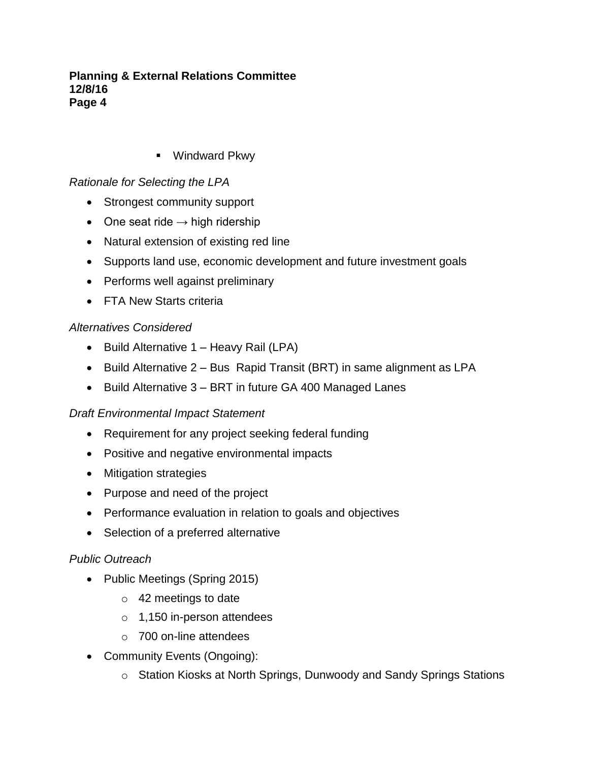- Windward Pkwy

*Rationale for Selecting the LPA*

- Strongest community support
- One seat ride → high ridership
- Natural extension of existing red line
- Supports land use, economic development and future investment goals
- Performs well against preliminary
- FTA New Starts criteria

*Alternatives Considered*

- Build Alternative 1 – Heavy Rail (LPA)
- Build Alternative 2 – Bus Rapid Transit (BRT) in same alignment as LPA
- Build Alternative 3 – BRT in future GA 400 Managed Lanes

*Draft Environmental Impact Statement*

- Requirement for any project seeking federal funding
- Positive and negative environmental impacts
- Mitigation strategies
- Purpose and need of the project
- Performance evaluation in relation to goals and objectives
- Selection of a preferred alternative

*Public Outreach*

- Public Meetings (Spring 2015)
    - 42 meetings to date
    - 1,150 in-person attendees
    - 700 on-line attendees
- Community Events (Ongoing):
    - Station Kiosks at North Springs, Dunwoody and Sandy Springs Stations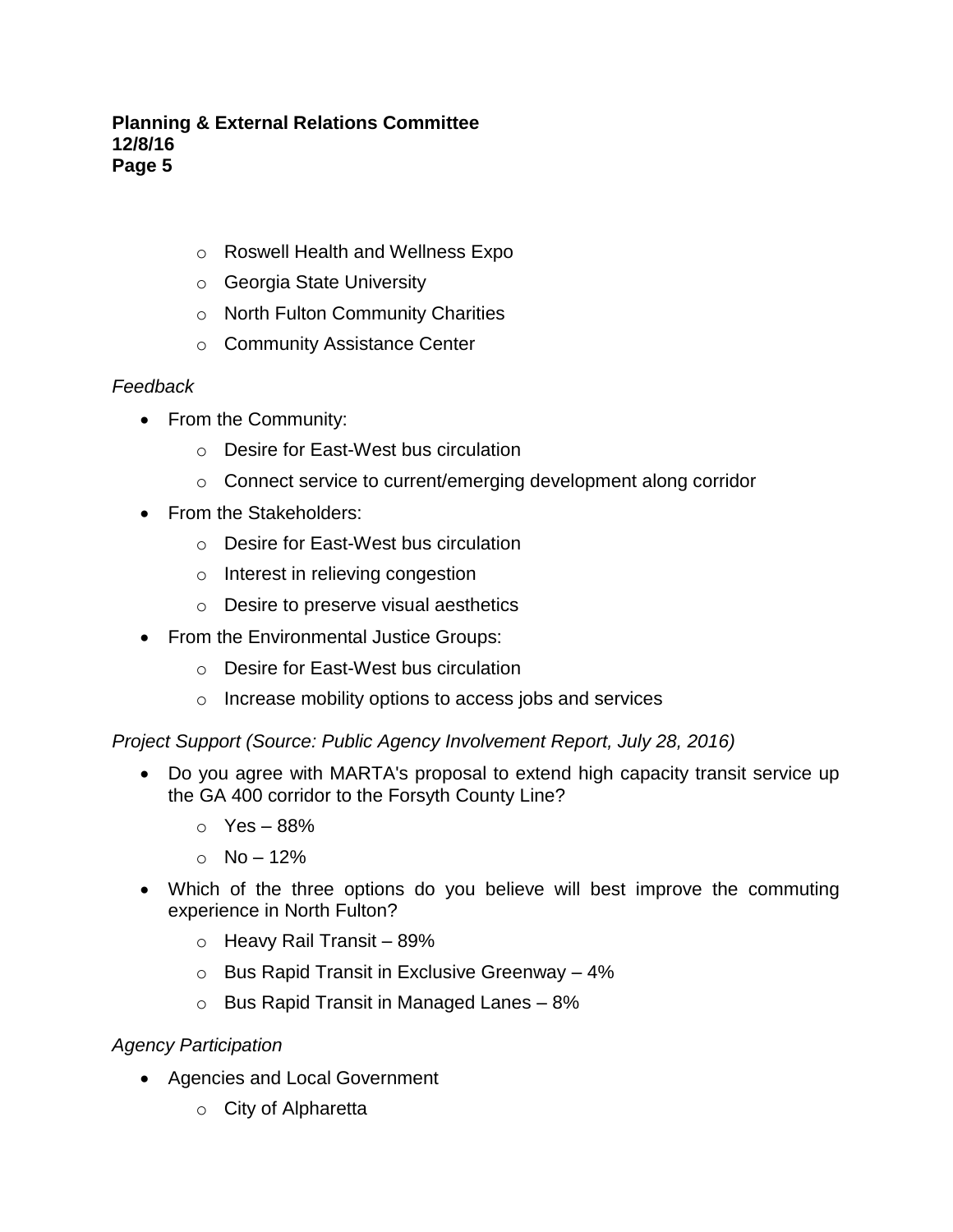- Roswell Health and Wellness Expo
- Georgia State University
- North Fulton Community Charities
- Community Assistance Center

*Feedback*

- From the Community:
  - Desire for East-West bus circulation
  - Connect service to current/emerging development along corridor
- From the Stakeholders:
  - Desire for East-West bus circulation
  - Interest in relieving congestion
  - Desire to preserve visual aesthetics
- From the Environmental Justice Groups:
  - Desire for East-West bus circulation
  - Increase mobility options to access jobs and services

*Project Support (Source: Public Agency Involvement Report, July 28, 2016)*

- Do you agree with MARTA's proposal to extend high capacity transit service up the GA 400 corridor to the Forsyth County Line?
  - Yes – 88%
  - No – 12%
- Which of the three options do you believe will best improve the commuting experience in North Fulton?
  - Heavy Rail Transit – 89%
  - Bus Rapid Transit in Exclusive Greenway – 4%
  - Bus Rapid Transit in Managed Lanes – 8%

*Agency Participation*

- Agencies and Local Government
  - City of Alpharetta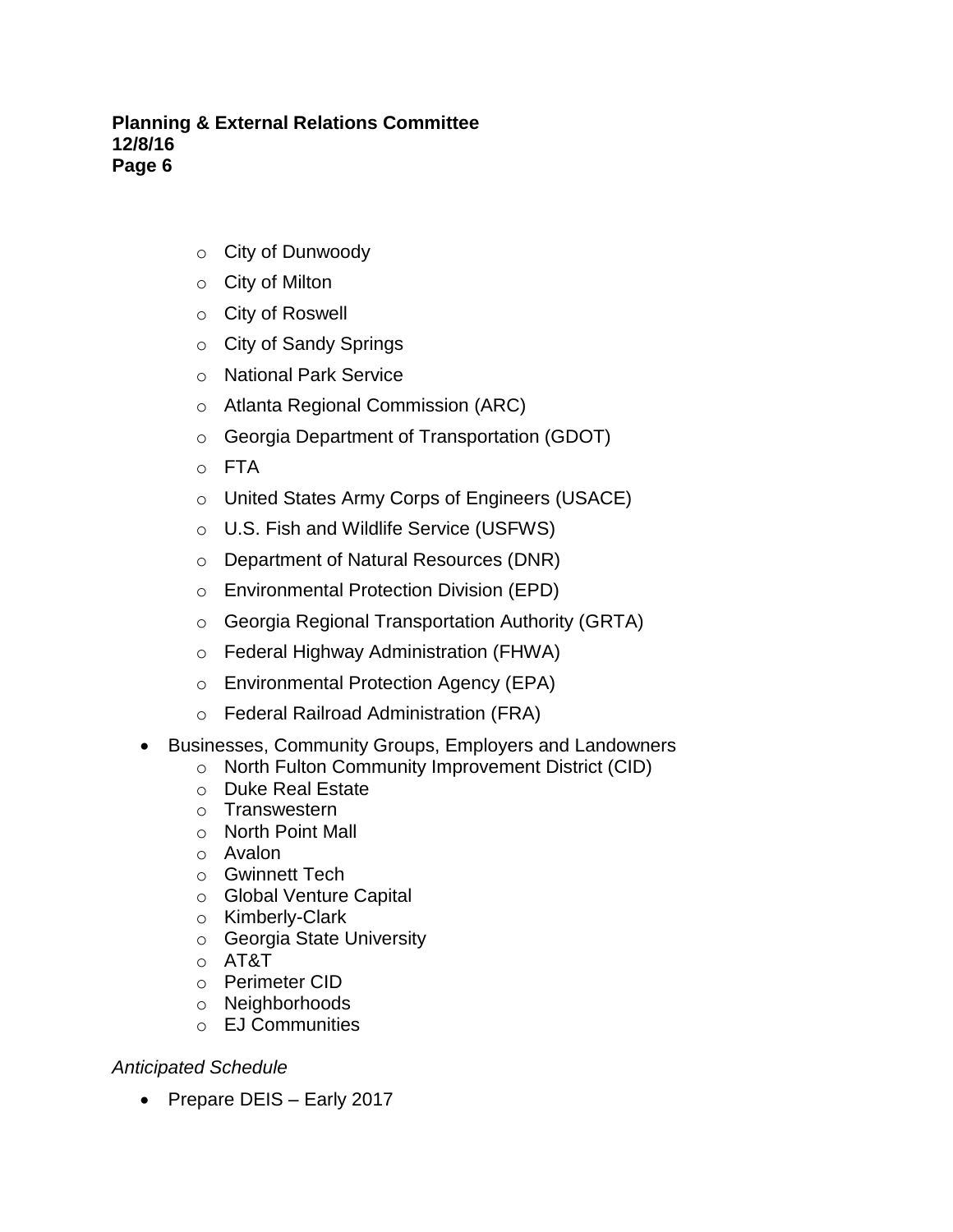- City of Dunwoody
- City of Milton
- City of Roswell
- City of Sandy Springs
- National Park Service
- Atlanta Regional Commission (ARC)
- Georgia Department of Transportation (GDOT)
- FTA
- United States Army Corps of Engineers (USACE)
- U.S. Fish and Wildlife Service (USFWS)
- Department of Natural Resources (DNR)
- Environmental Protection Division (EPD)
- Georgia Regional Transportation Authority (GRTA)
- Federal Highway Administration (FHWA)
- Environmental Protection Agency (EPA)
- Federal Railroad Administration (FRA)

- Businesses, Community Groups, Employers and Landowners
  - North Fulton Community Improvement District (CID)
  - Duke Real Estate
  - Transwestern
  - North Point Mall
  - Avalon
  - Gwinnett Tech
  - Global Venture Capital
  - Kimberly-Clark
  - Georgia State University
  - AT&T
  - Perimeter CID
  - Neighborhoods
  - EJ Communities

*Anticipated Schedule*

- Prepare DEIS – Early 2017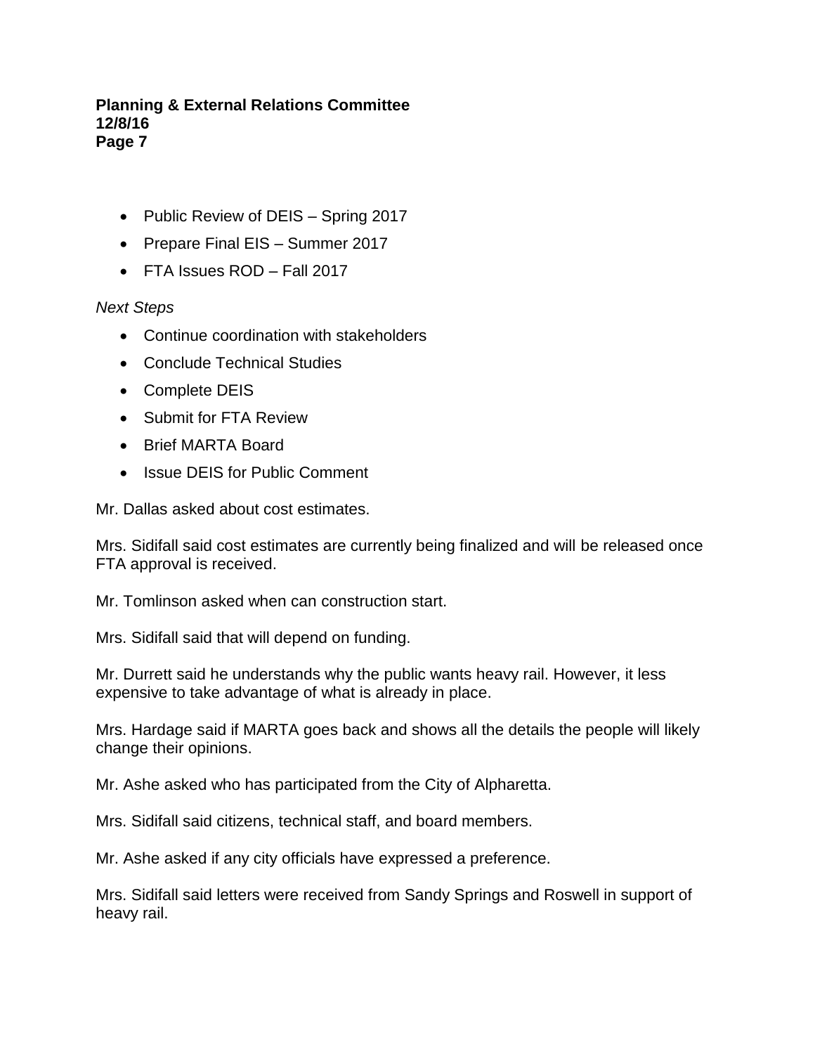- Public Review of DEIS – Spring 2017
- Prepare Final EIS – Summer 2017
- FTA Issues ROD – Fall 2017

*Next Steps*

- Continue coordination with stakeholders
- Conclude Technical Studies
- Complete DEIS
- Submit for FTA Review
- Brief MARTA Board
- Issue DEIS for Public Comment

Mr. Dallas asked about cost estimates.

Mrs. Sidifall said cost estimates are currently being finalized and will be released once FTA approval is received.

Mr. Tomlinson asked when can construction start.

Mrs. Sidifall said that will depend on funding.

Mr. Durrett said he understands why the public wants heavy rail. However, it less expensive to take advantage of what is already in place.

Mrs. Hardage said if MARTA goes back and shows all the details the people will likely change their opinions.

Mr. Ashe asked who has participated from the City of Alpharetta.

Mrs. Sidifall said citizens, technical staff, and board members.

Mr. Ashe asked if any city officials have expressed a preference.

Mrs. Sidifall said letters were received from Sandy Springs and Roswell in support of heavy rail.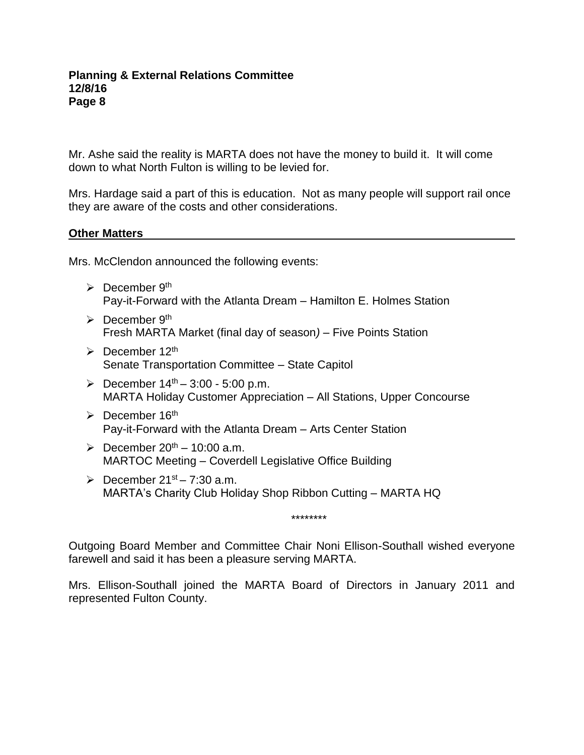Mr. Ashe said the reality is MARTA does not have the money to build it. It will come down to what North Fulton is willing to be levied for.

Mrs. Hardage said a part of this is education. Not as many people will support rail once they are aware of the costs and other considerations.

## Other Matters

Mrs. McClendon announced the following events:

- December 9th
  Pay-it-Forward with the Atlanta Dream – Hamilton E. Holmes Station
- December 9th
  Fresh MARTA Market (final day of season) – Five Points Station
- December 12th
  Senate Transportation Committee – State Capitol
- December 14th – 3:00 - 5:00 p.m.
  MARTA Holiday Customer Appreciation – All Stations, Upper Concourse
- December 16th
  Pay-it-Forward with the Atlanta Dream – Arts Center Station
- December 20th – 10:00 a.m.
  MARTOC Meeting – Coverdell Legislative Office Building
- December 21st – 7:30 a.m.
  MARTA's Charity Club Holiday Shop Ribbon Cutting – MARTA HQ

********

Outgoing Board Member and Committee Chair Noni Ellison-Southall wished everyone farewell and said it has been a pleasure serving MARTA.

Mrs. Ellison-Southall joined the MARTA Board of Directors in January 2011 and represented Fulton County.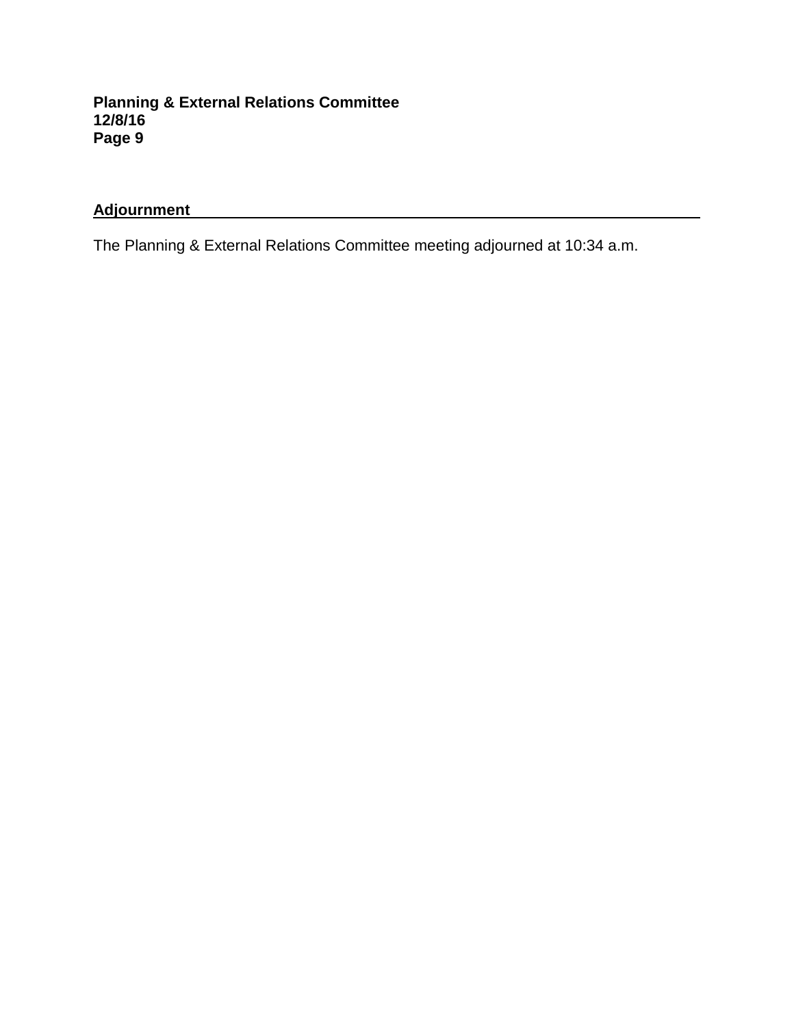## Adjournment

The Planning & External Relations Committee meeting adjourned at 10:34 a.m.